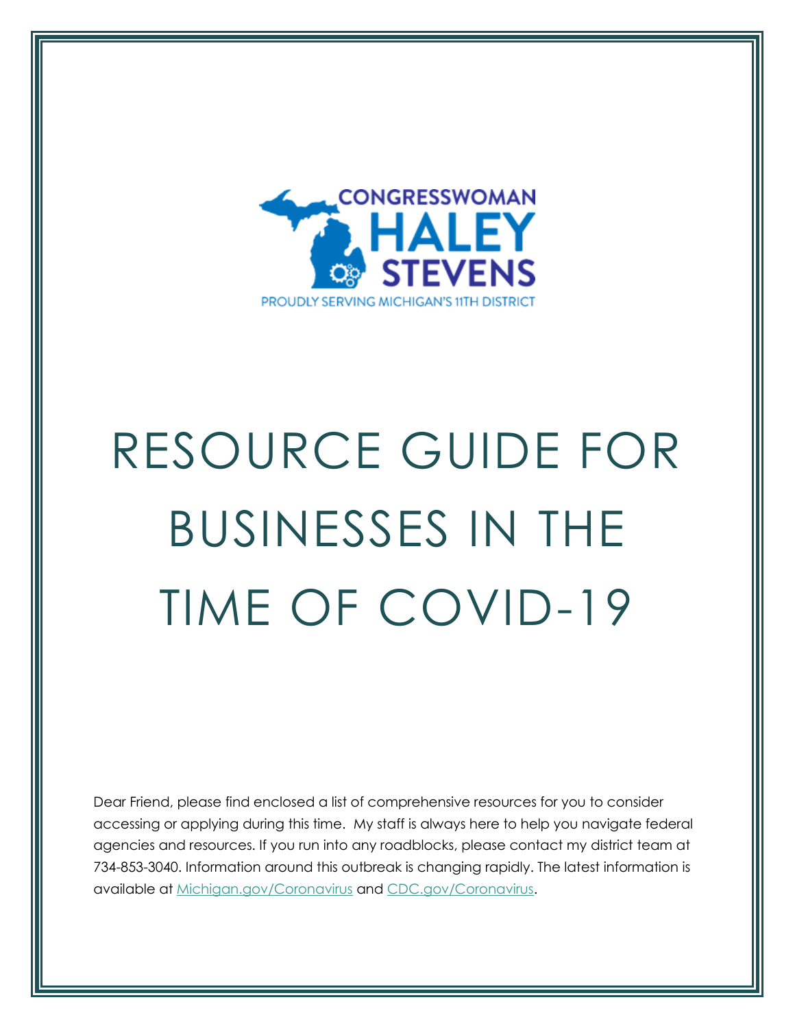CONGRESSWOMAN

HALEY STEVENS

PROUDLY SERVING MICHIGAN'S 11TH DISTRICT

# RESOURCE GUIDE FOR BUSINESSES IN THE TIME OF COVID-19

Dear Friend, please find enclosed a list of comprehensive resources for you to consider accessing or applying during this time. My staff is always here to help you navigate federal agencies and resources. If you run into any roadblocks, please contact my district team at 734-853-3040. Information around this outbreak is changing rapidly. The latest information is available at [Michigan.gov/Coronavirus](Michigan.gov/Coronavirus) and [CDC.gov/Coronavirus](CDC.gov/Coronavirus).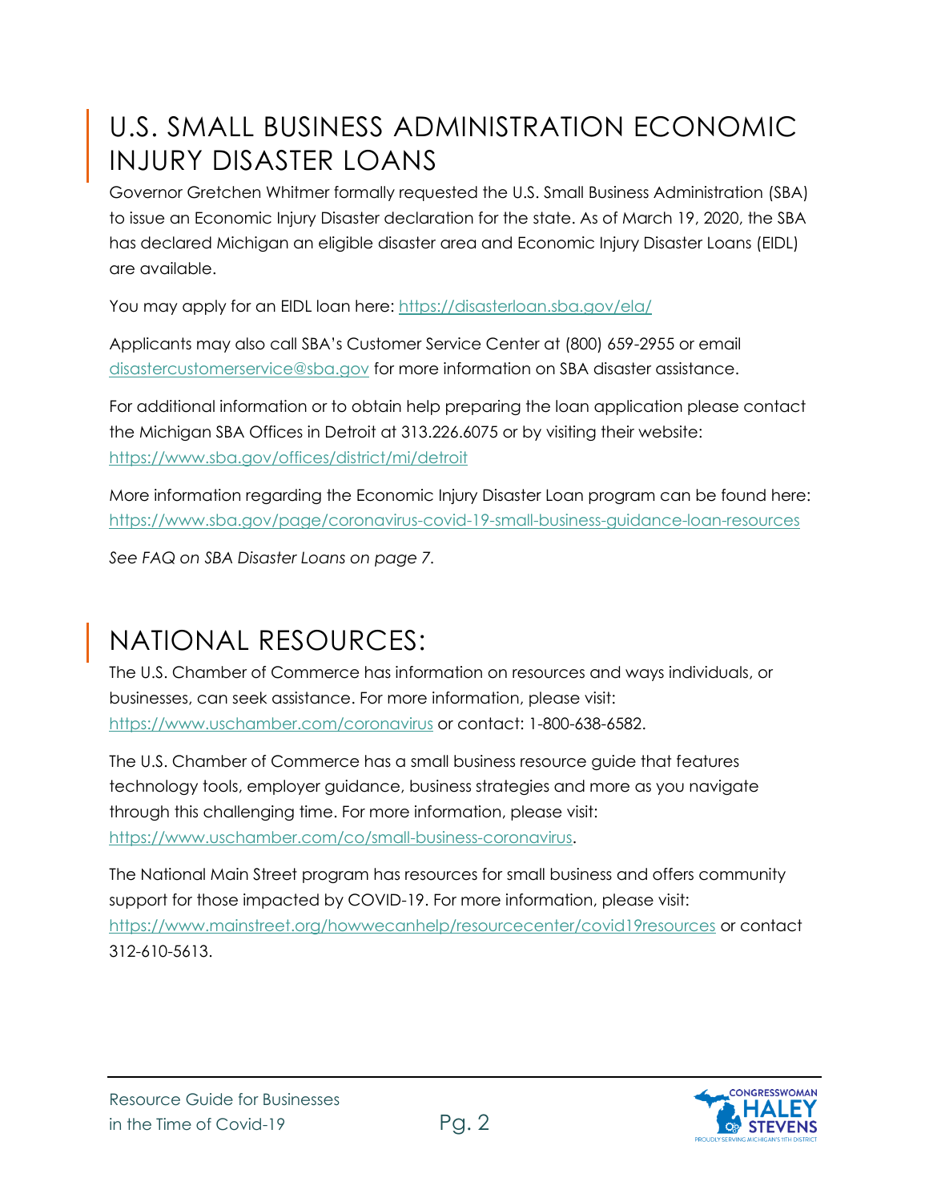## U.S. SMALL BUSINESS ADMINISTRATION ECONOMIC INJURY DISASTER LOANS

Governor Gretchen Whitmer formally requested the U.S. Small Business Administration (SBA) to issue an Economic Injury Disaster declaration for the state. As of March 19, 2020, the SBA has declared Michigan an eligible disaster area and Economic Injury Disaster Loans (EIDL) are available.

You may apply for an EIDL loan here: https://disasterloan.sba.gov/ela/

Applicants may also call SBA's Customer Service Center at (800) 659-2955 or email disastercustomerservice@sba.gov for more information on SBA disaster assistance.

For additional information or to obtain help preparing the loan application please contact the Michigan SBA Offices in Detroit at 313.226.6075 or by visiting their website: https://www.sba.gov/offices/district/mi/detroit

More information regarding the Economic Injury Disaster Loan program can be found here: https://www.sba.gov/page/coronavirus-covid-19-small-business-guidance-loan-resources

*See FAQ on SBA Disaster Loans on page 7.*

## NATIONAL RESOURCES:

The U.S. Chamber of Commerce has information on resources and ways individuals, or businesses, can seek assistance. For more information, please visit: https://www.uschamber.com/coronavirus or contact: 1-800-638-6582.

The U.S. Chamber of Commerce has a small business resource guide that features technology tools, employer guidance, business strategies and more as you navigate through this challenging time. For more information, please visit: https://www.uschamber.com/co/small-business-coronavirus.

The National Main Street program has resources for small business and offers community support for those impacted by COVID-19. For more information, please visit: https://www.mainstreet.org/howwecanhelp/resourcecenter/covid19resources or contact 312-610-5613.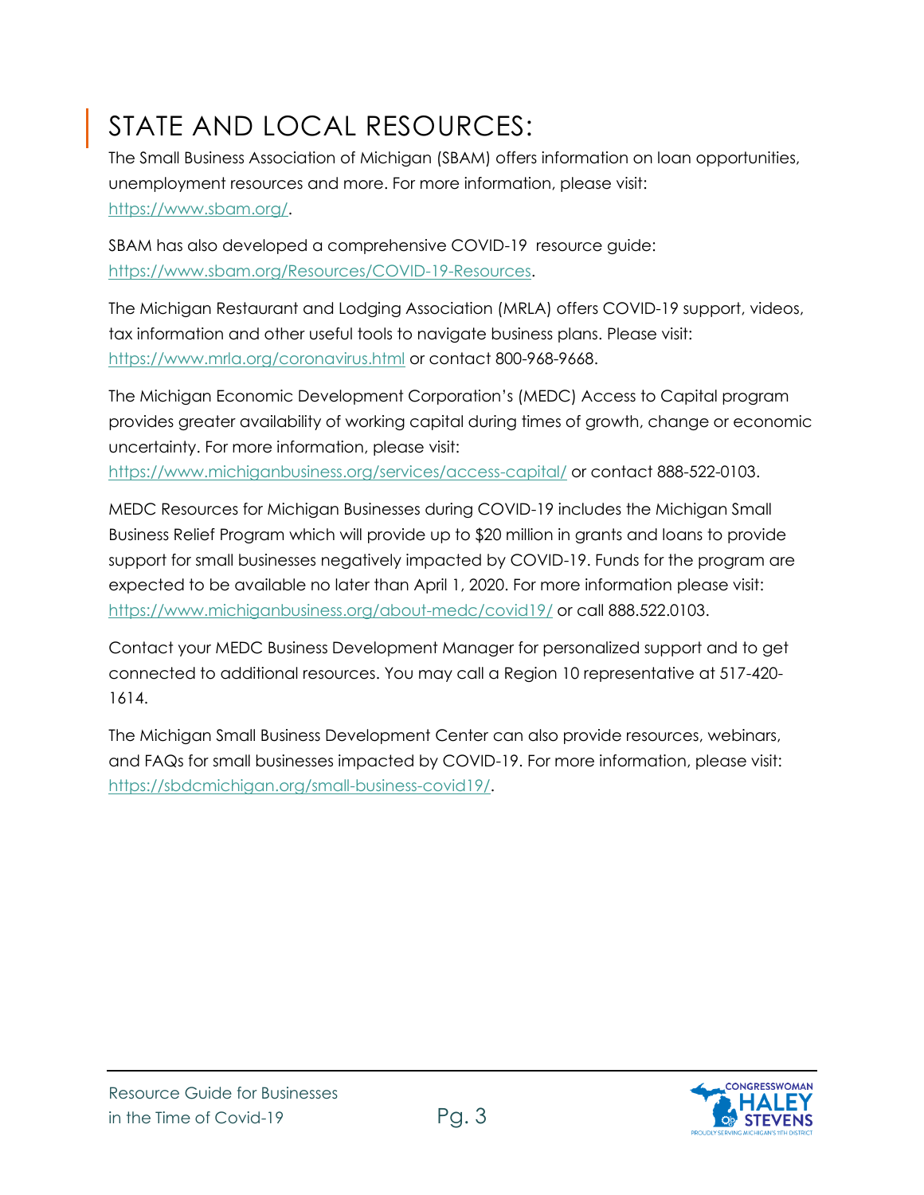## STATE AND LOCAL RESOURCES:

The Small Business Association of Michigan (SBAM) offers information on loan opportunities, unemployment resources and more. For more information, please visit: https://www.sbam.org/.

SBAM has also developed a comprehensive COVID-19 resource guide: https://www.sbam.org/Resources/COVID-19-Resources.

The Michigan Restaurant and Lodging Association (MRLA) offers COVID-19 support, videos, tax information and other useful tools to navigate business plans. Please visit: https://www.mrla.org/coronavirus.html or contact 800-968-9668.

The Michigan Economic Development Corporation's (MEDC) Access to Capital program provides greater availability of working capital during times of growth, change or economic uncertainty. For more information, please visit: https://www.michiganbusiness.org/services/access-capital/ or contact 888-522-0103.

MEDC Resources for Michigan Businesses during COVID-19 includes the Michigan Small Business Relief Program which will provide up to $20 million in grants and loans to provide support for small businesses negatively impacted by COVID-19. Funds for the program are expected to be available no later than April 1, 2020. For more information please visit: https://www.michiganbusiness.org/about-medc/covid19/ or call 888.522.0103.

Contact your MEDC Business Development Manager for personalized support and to get connected to additional resources. You may call a Region 10 representative at 517-420-1614.

The Michigan Small Business Development Center can also provide resources, webinars, and FAQs for small businesses impacted by COVID-19. For more information, please visit: https://sbdcmichigan.org/small-business-covid19/.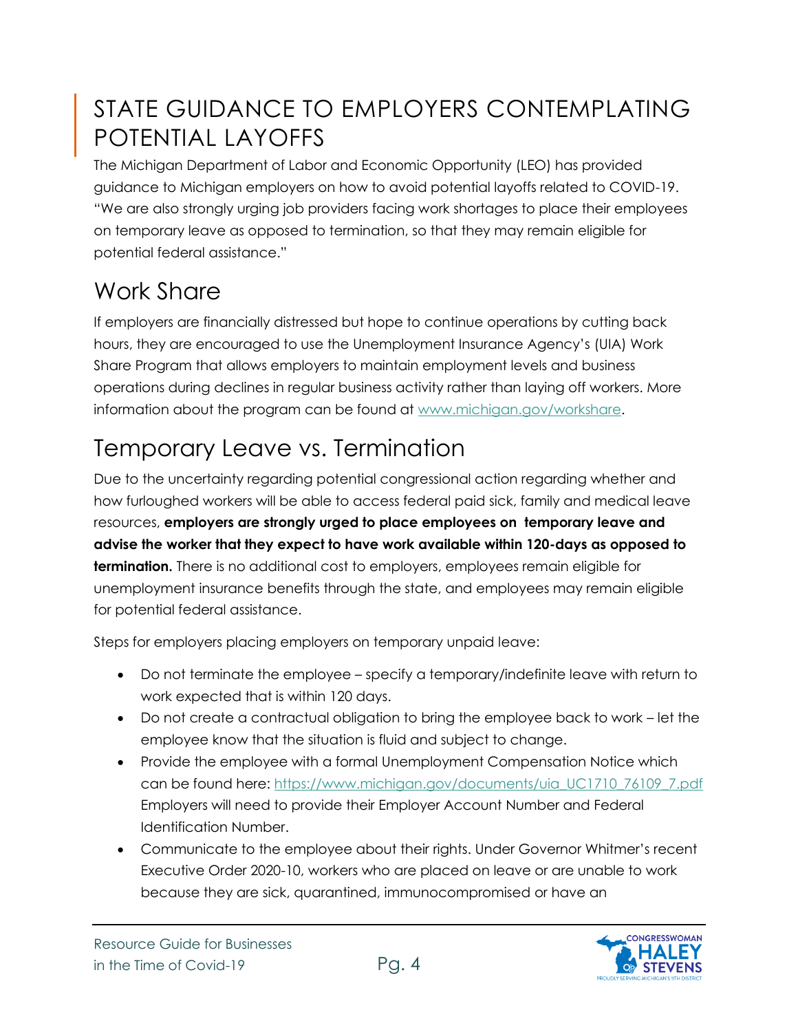# STATE GUIDANCE TO EMPLOYERS CONTEMPLATING POTENTIAL LAYOFFS

The Michigan Department of Labor and Economic Opportunity (LEO) has provided guidance to Michigan employers on how to avoid potential layoffs related to COVID-19. "We are also strongly urging job providers facing work shortages to place their employees on temporary leave as opposed to termination, so that they may remain eligible for potential federal assistance."

## Work Share

If employers are financially distressed but hope to continue operations by cutting back hours, they are encouraged to use the Unemployment Insurance Agency's (UIA) Work Share Program that allows employers to maintain employment levels and business operations during declines in regular business activity rather than laying off workers. More information about the program can be found at [www.michigan.gov/workshare](www.michigan.gov/workshare).

## Temporary Leave vs. Termination

Due to the uncertainty regarding potential congressional action regarding whether and how furloughed workers will be able to access federal paid sick, family and medical leave resources, **employers are strongly urged to place employees on temporary leave and advise the worker that they expect to have work available within 120-days as opposed to termination.** There is no additional cost to employers, employees remain eligible for unemployment insurance benefits through the state, and employees may remain eligible for potential federal assistance.

Steps for employers placing employers on temporary unpaid leave:

- Do not terminate the employee – specify a temporary/indefinite leave with return to work expected that is within 120 days.
- Do not create a contractual obligation to bring the employee back to work – let the employee know that the situation is fluid and subject to change.
- Provide the employee with a formal Unemployment Compensation Notice which can be found here: [https://www.michigan.gov/documents/uia_UC1710_76109_7.pdf](https://www.michigan.gov/documents/uia_UC1710_76109_7.pdf) Employers will need to provide their Employer Account Number and Federal Identification Number.
- Communicate to the employee about their rights. Under Governor Whitmer's recent Executive Order 2020-10, workers who are placed on leave or are unable to work because they are sick, quarantined, immunocompromised or have an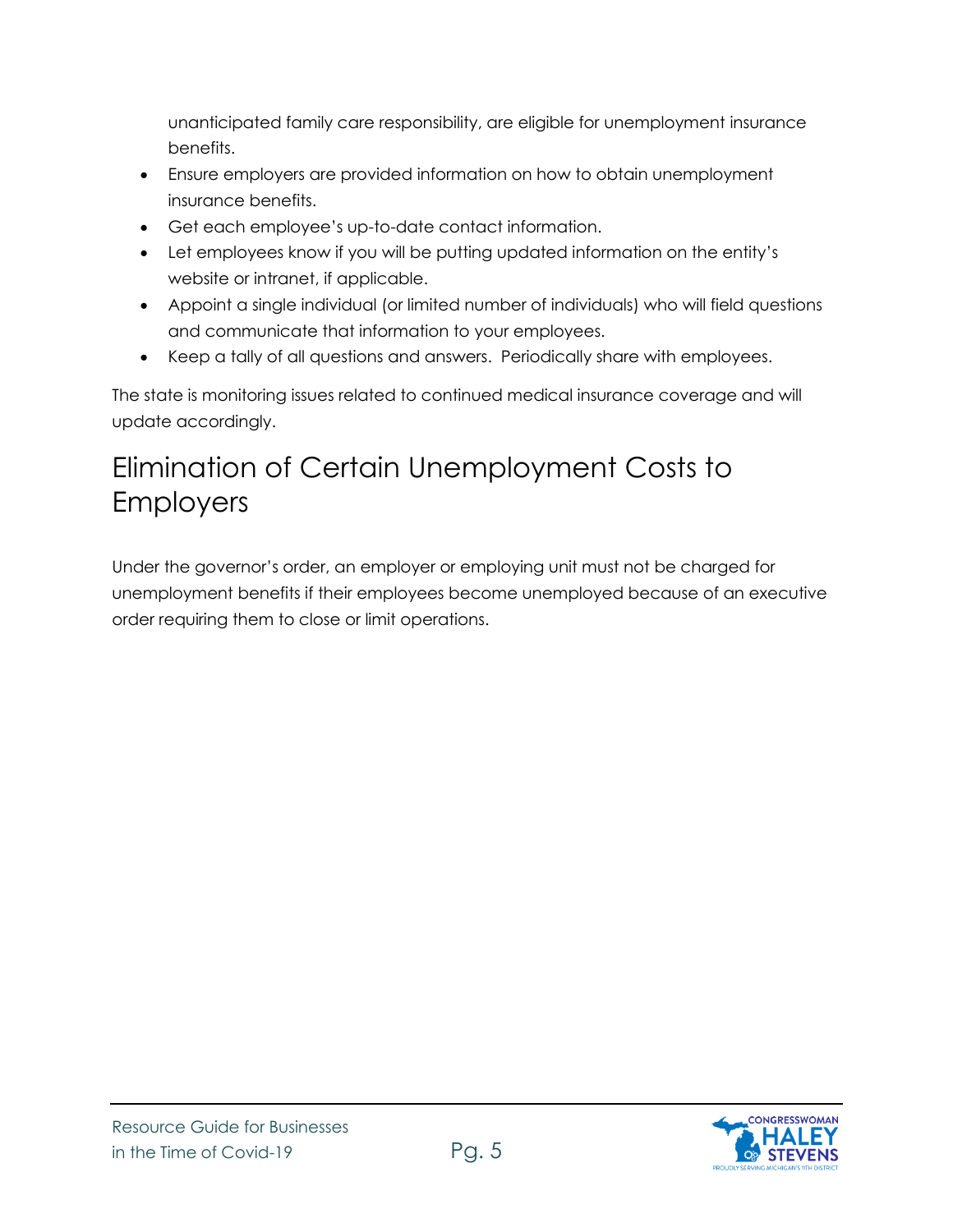unanticipated family care responsibility, are eligible for unemployment insurance benefits.

- Ensure employers are provided information on how to obtain unemployment insurance benefits.
- Get each employee's up-to-date contact information.
- Let employees know if you will be putting updated information on the entity's website or intranet, if applicable.
- Appoint a single individual (or limited number of individuals) who will field questions and communicate that information to your employees.
- Keep a tally of all questions and answers. Periodically share with employees.

The state is monitoring issues related to continued medical insurance coverage and will update accordingly.

## Elimination of Certain Unemployment Costs to Employers

Under the governor's order, an employer or employing unit must not be charged for unemployment benefits if their employees become unemployed because of an executive order requiring them to close or limit operations.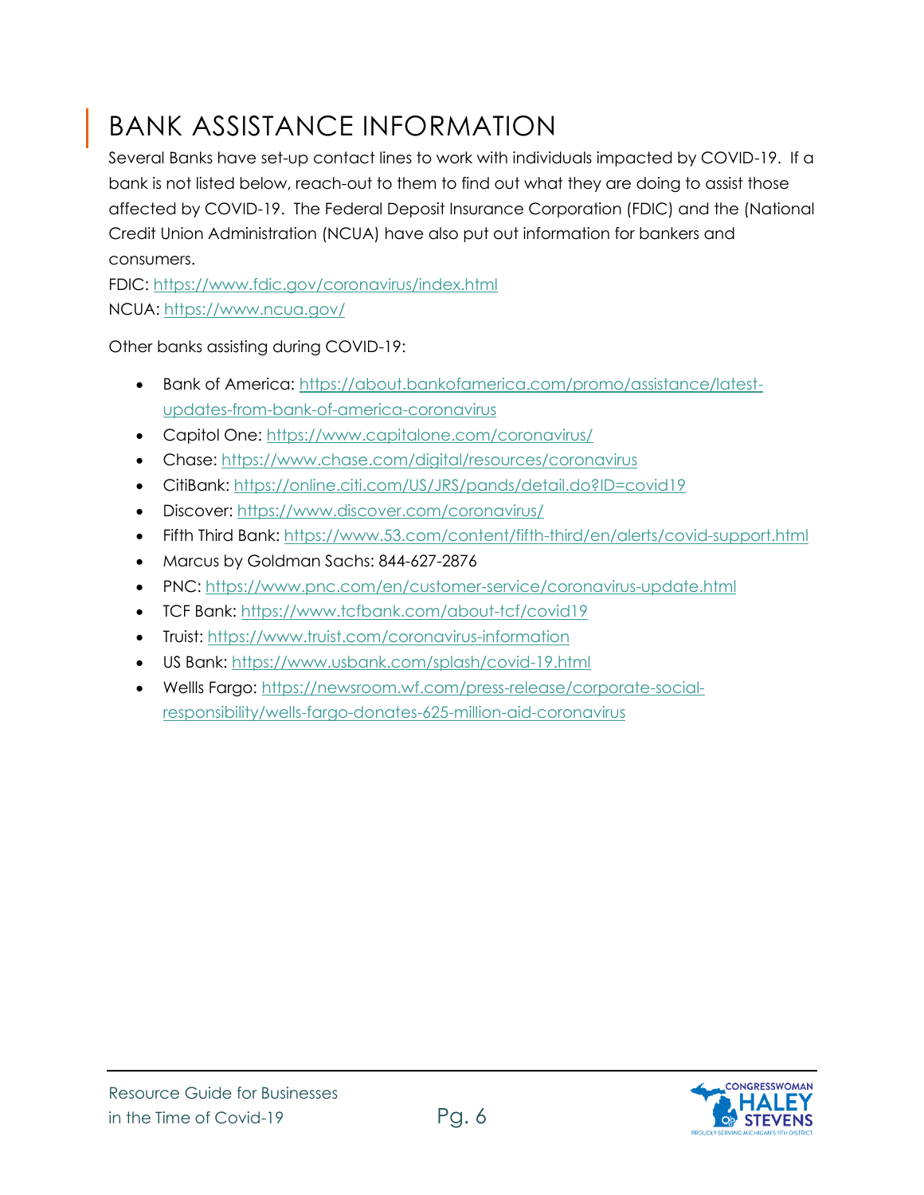# BANK ASSISTANCE INFORMATION

Several Banks have set-up contact lines to work with individuals impacted by COVID-19. If a bank is not listed below, reach-out to them to find out what they are doing to assist those affected by COVID-19. The Federal Deposit Insurance Corporation (FDIC) and the (National Credit Union Administration (NCUA) have also put out information for bankers and consumers.

FDIC: https://www.fdic.gov/coronavirus/index.html
NCUA: https://www.ncua.gov/

Other banks assisting during COVID-19:

- Bank of America: https://about.bankofamerica.com/promo/assistance/latest-updates-from-bank-of-america-coronavirus
- Capitol One: https://www.capitalone.com/coronavirus/
- Chase: https://www.chase.com/digital/resources/coronavirus
- CitiBank: https://online.citi.com/US/JRS/pands/detail.do?ID=covid19
- Discover: https://www.discover.com/coronavirus/
- Fifth Third Bank: https://www.53.com/content/fifth-third/en/alerts/covid-support.html
- Marcus by Goldman Sachs: 844-627-2876
- PNC: https://www.pnc.com/en/customer-service/coronavirus-update.html
- TCF Bank: https://www.tcfbank.com/about-tcf/covid19
- Truist: https://www.truist.com/coronavirus-information
- US Bank: https://www.usbank.com/splash/covid-19.html
- Wellls Fargo: https://newsroom.wf.com/press-release/corporate-social-responsibility/wells-fargo-donates-625-million-aid-coronavirus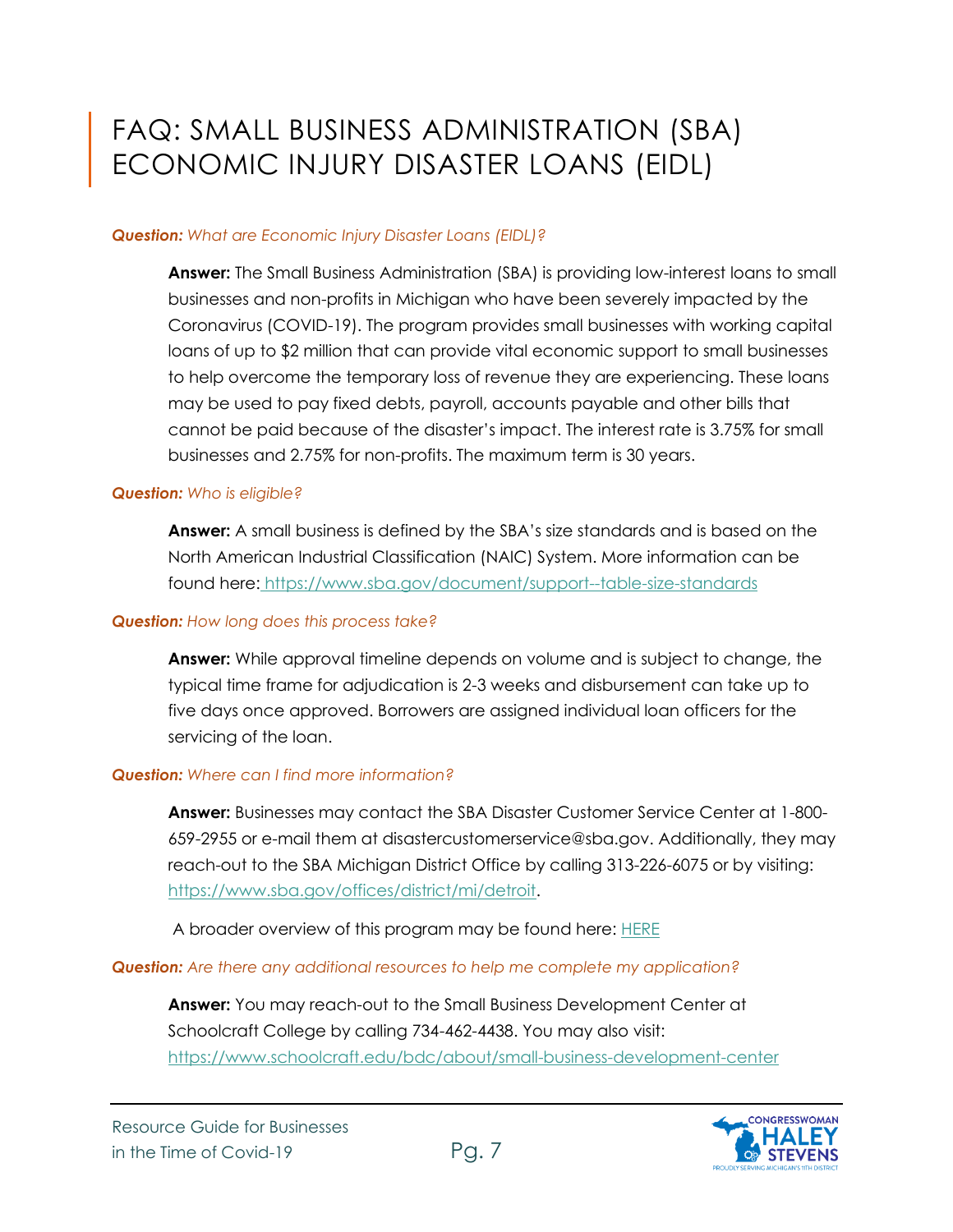# FAQ: SMALL BUSINESS ADMINISTRATION (SBA) ECONOMIC INJURY DISASTER LOANS (EIDL)

***Question:*** *What are Economic Injury Disaster Loans (EIDL)?*

> **Answer:** The Small Business Administration (SBA) is providing low-interest loans to small businesses and non-profits in Michigan who have been severely impacted by the Coronavirus (COVID-19). The program provides small businesses with working capital loans of up to $2 million that can provide vital economic support to small businesses to help overcome the temporary loss of revenue they are experiencing. These loans may be used to pay fixed debts, payroll, accounts payable and other bills that cannot be paid because of the disaster's impact. The interest rate is 3.75% for small businesses and 2.75% for non-profits. The maximum term is 30 years.

***Question:*** *Who is eligible?*

> **Answer:** A small business is defined by the SBA's size standards and is based on the North American Industrial Classification (NAIC) System. More information can be found here: https://www.sba.gov/document/support--table-size-standards

***Question:*** *How long does this process take?*

> **Answer:** While approval timeline depends on volume and is subject to change, the typical time frame for adjudication is 2-3 weeks and disbursement can take up to five days once approved. Borrowers are assigned individual loan officers for the servicing of the loan.

***Question:*** *Where can I find more information?*

> **Answer:** Businesses may contact the SBA Disaster Customer Service Center at 1-800-659-2955 or e-mail them at disastercustomerservice@sba.gov. Additionally, they may reach-out to the SBA Michigan District Office by calling 313-226-6075 or by visiting: https://www.sba.gov/offices/district/mi/detroit.
>
> A broader overview of this program may be found here: HERE

***Question:*** *Are there any additional resources to help me complete my application?*

> **Answer:** You may reach-out to the Small Business Development Center at Schoolcraft College by calling 734-462-4438. You may also visit: https://www.schoolcraft.edu/bdc/about/small-business-development-center